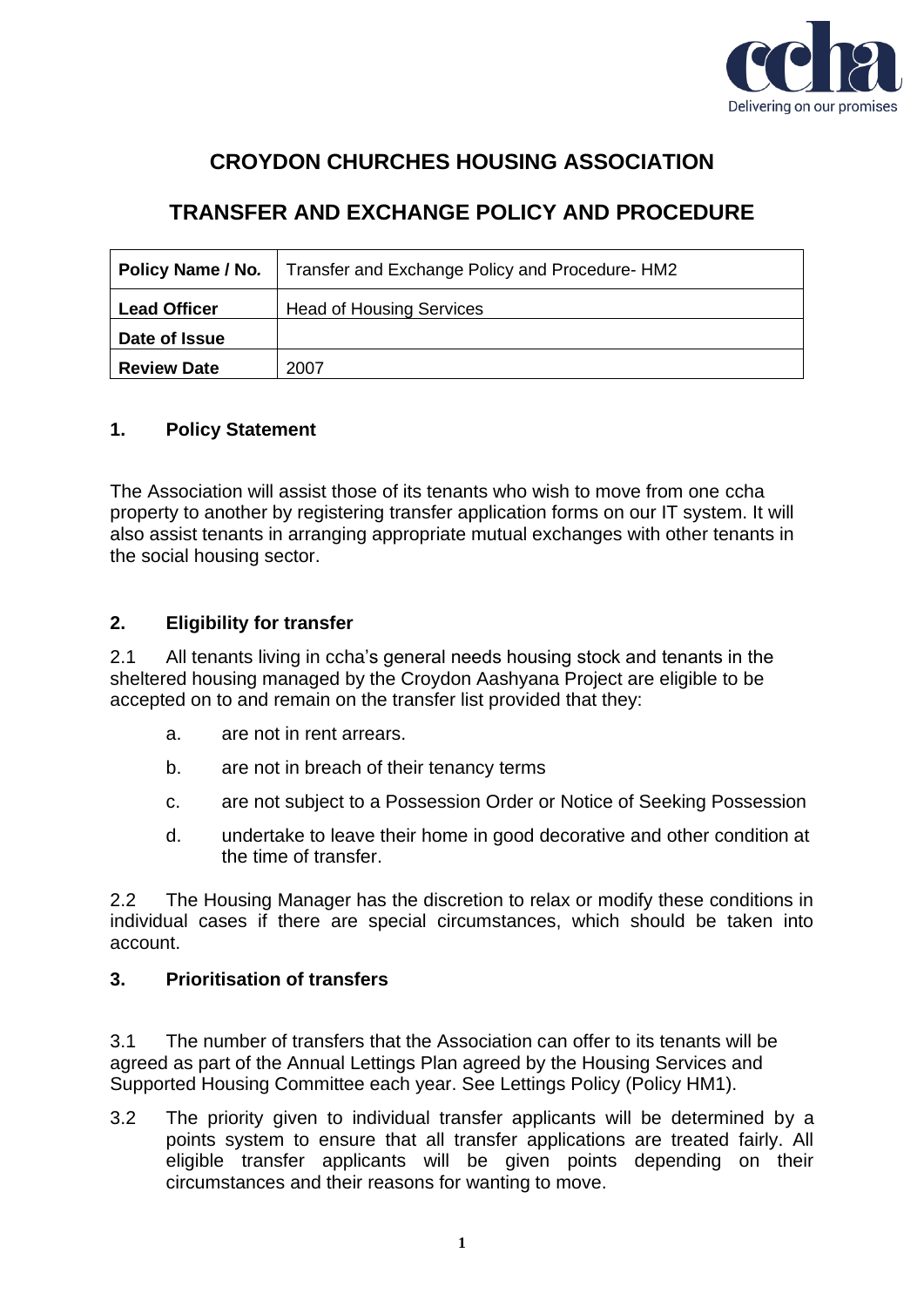# CROYDON CHURCHES HOUSING ASSOCIATION

## TRANSFER AND EXCHANGE POLICY AND PROCEDURE

| **Policy Name / No.** | Transfer and Exchange Policy and Procedure- HM2 |
|---|---|
| **Lead Officer** | Head of Housing Services |
| **Date of Issue** | |
| **Review Date** | 2007 |

### 1. Policy Statement

The Association will assist those of its tenants who wish to move from one ccha property to another by registering transfer application forms on our IT system. It will also assist tenants in arranging appropriate mutual exchanges with other tenants in the social housing sector.

### 2. Eligibility for transfer

2.1 All tenants living in ccha's general needs housing stock and tenants in the sheltered housing managed by the Croydon Aashyana Project are eligible to be accepted on to and remain on the transfer list provided that they:

a. are not in rent arrears.

b. are not in breach of their tenancy terms

c. are not subject to a Possession Order or Notice of Seeking Possession

d. undertake to leave their home in good decorative and other condition at the time of transfer.

2.2 The Housing Manager has the discretion to relax or modify these conditions in individual cases if there are special circumstances, which should be taken into account.

### 3. Prioritisation of transfers

3.1 The number of transfers that the Association can offer to its tenants will be agreed as part of the Annual Lettings Plan agreed by the Housing Services and Supported Housing Committee each year. See Lettings Policy (Policy HM1).

3.2 The priority given to individual transfer applicants will be determined by a points system to ensure that all transfer applications are treated fairly. All eligible transfer applicants will be given points depending on their circumstances and their reasons for wanting to move.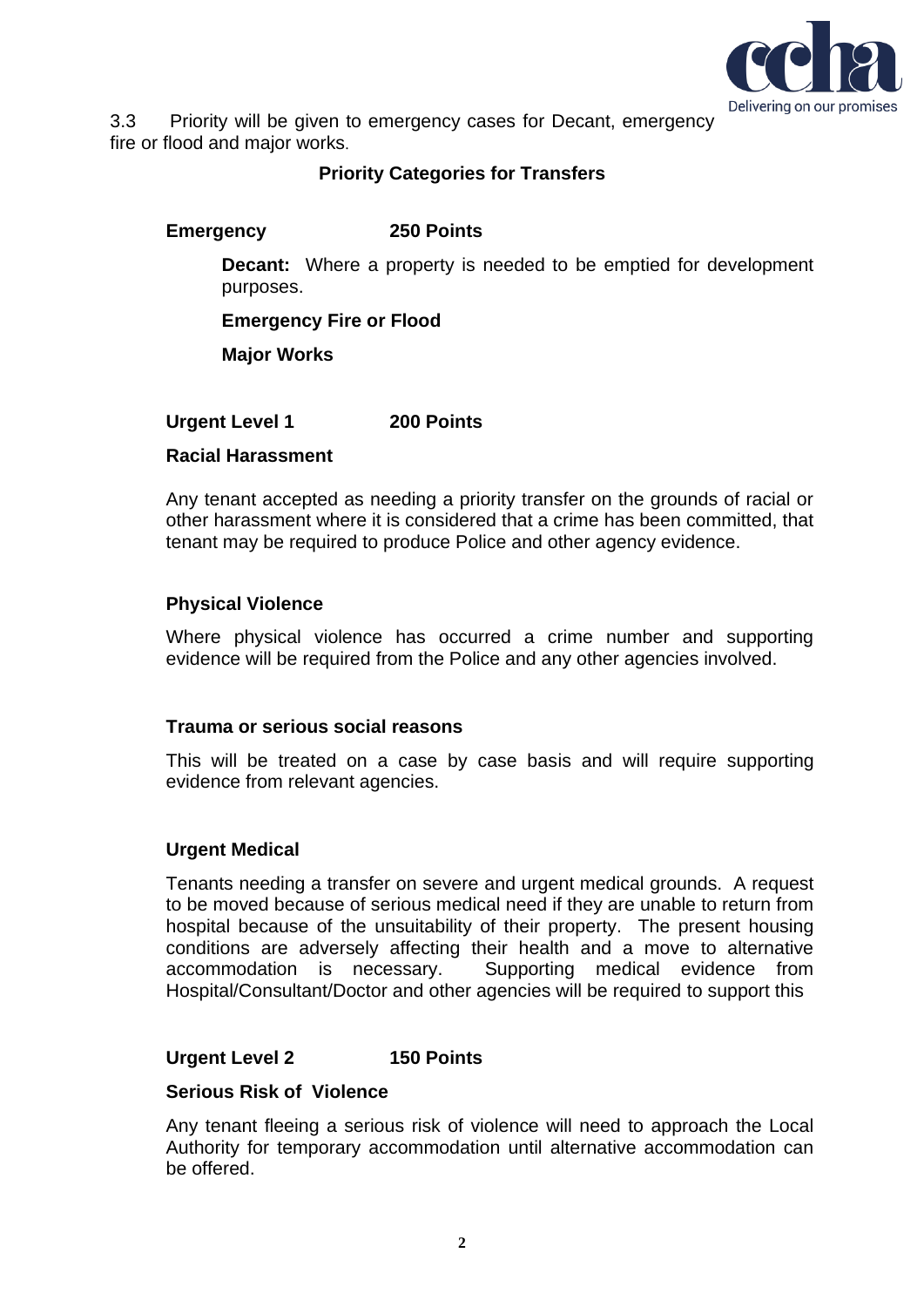3.3 Priority will be given to emergency cases for Decant, emergency fire or flood and major works.

### Priority Categories for Transfers

**Emergency 250 Points**

**Decant:** Where a property is needed to be emptied for development purposes.

**Emergency Fire or Flood**

**Major Works**

**Urgent Level 1 200 Points**

**Racial Harassment**

Any tenant accepted as needing a priority transfer on the grounds of racial or other harassment where it is considered that a crime has been committed, that tenant may be required to produce Police and other agency evidence.

**Physical Violence**

Where physical violence has occurred a crime number and supporting evidence will be required from the Police and any other agencies involved.

**Trauma or serious social reasons**

This will be treated on a case by case basis and will require supporting evidence from relevant agencies.

**Urgent Medical**

Tenants needing a transfer on severe and urgent medical grounds. A request to be moved because of serious medical need if they are unable to return from hospital because of the unsuitability of their property. The present housing conditions are adversely affecting their health and a move to alternative accommodation is necessary. Supporting medical evidence from Hospital/Consultant/Doctor and other agencies will be required to support this

**Urgent Level 2 150 Points**

**Serious Risk of Violence**

Any tenant fleeing a serious risk of violence will need to approach the Local Authority for temporary accommodation until alternative accommodation can be offered.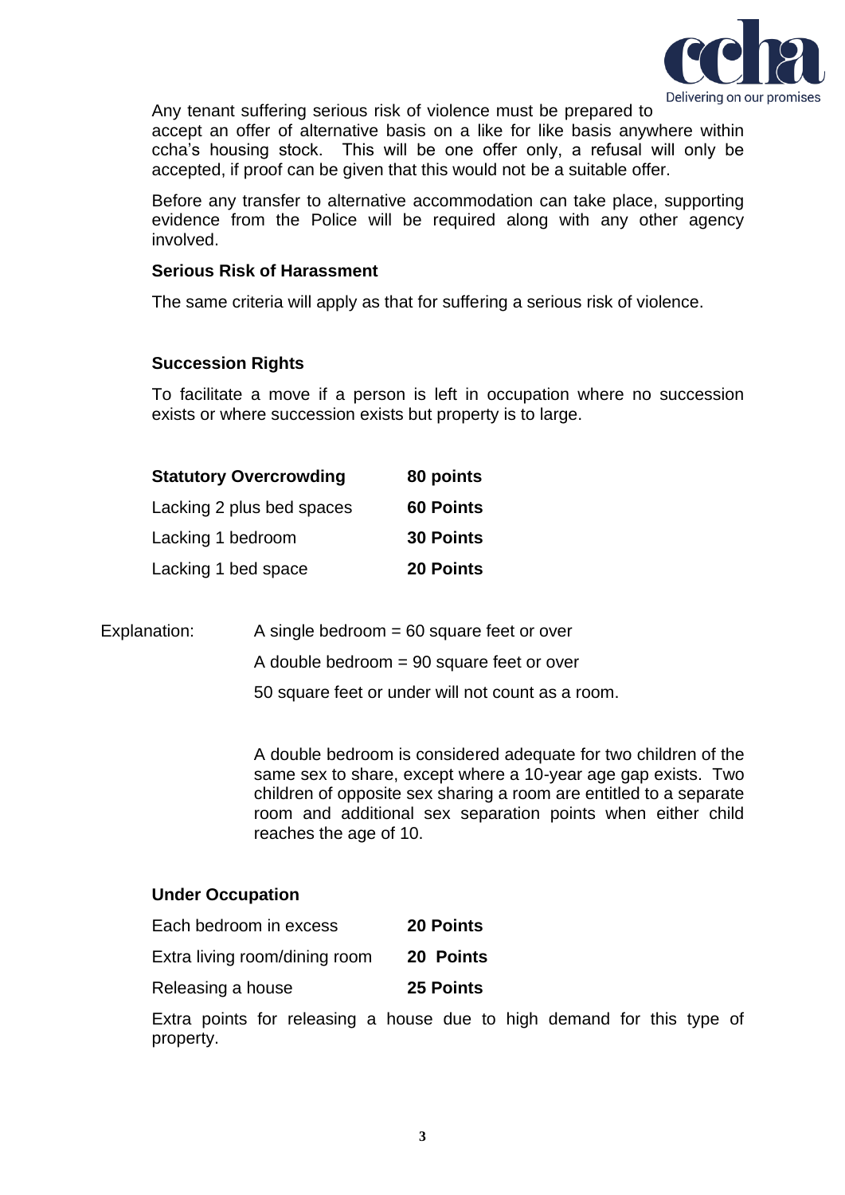Any tenant suffering serious risk of violence must be prepared to accept an offer of alternative basis on a like for like basis anywhere within ccha's housing stock. This will be one offer only, a refusal will only be accepted, if proof can be given that this would not be a suitable offer.

Before any transfer to alternative accommodation can take place, supporting evidence from the Police will be required along with any other agency involved.

**Serious Risk of Harassment**

The same criteria will apply as that for suffering a serious risk of violence.

**Succession Rights**

To facilitate a move if a person is left in occupation where no succession exists or where succession exists but property is to large.

| **Statutory Overcrowding** | **80 points** |
|---|---|
| Lacking 2 plus bed spaces | **60 Points** |
| Lacking 1 bedroom | **30 Points** |
| Lacking 1 bed space | **20 Points** |

Explanation:

A single bedroom = 60 square feet or over

A double bedroom = 90 square feet or over

50 square feet or under will not count as a room.

A double bedroom is considered adequate for two children of the same sex to share, except where a 10-year age gap exists. Two children of opposite sex sharing a room are entitled to a separate room and additional sex separation points when either child reaches the age of 10.

**Under Occupation**

| | |
|---|---|
| Each bedroom in excess | **20 Points** |
| Extra living room/dining room | **20 Points** |
| Releasing a house | **25 Points** |

Extra points for releasing a house due to high demand for this type of property.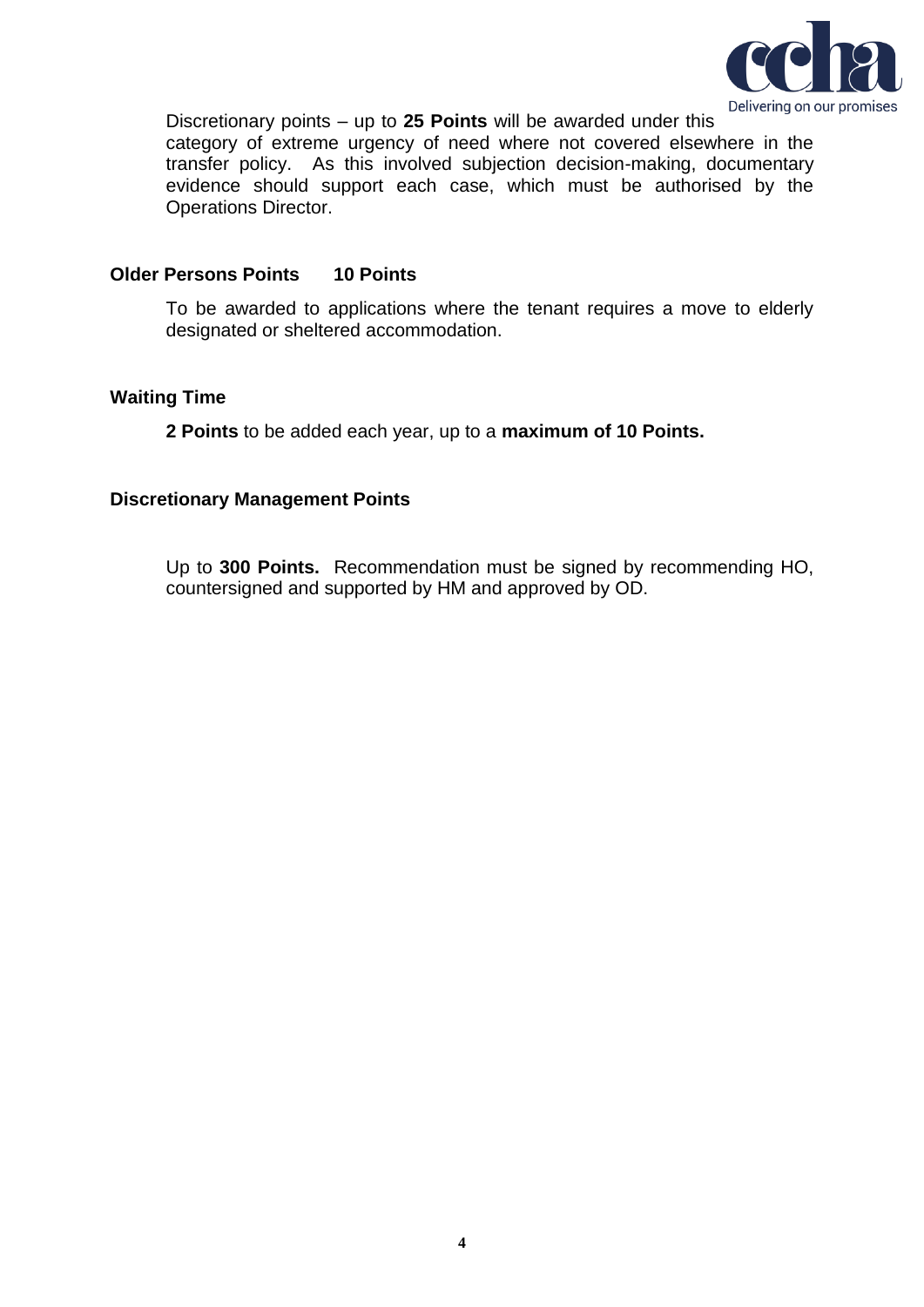Discretionary points – up to **25 Points** will be awarded under this category of extreme urgency of need where not covered elsewhere in the transfer policy. As this involved subjection decision-making, documentary evidence should support each case, which must be authorised by the Operations Director.

**Older Persons Points 10 Points**

To be awarded to applications where the tenant requires a move to elderly designated or sheltered accommodation.

**Waiting Time**

**2 Points** to be added each year, up to a **maximum of 10 Points.**

**Discretionary Management Points**

Up to **300 Points.** Recommendation must be signed by recommending HO, countersigned and supported by HM and approved by OD.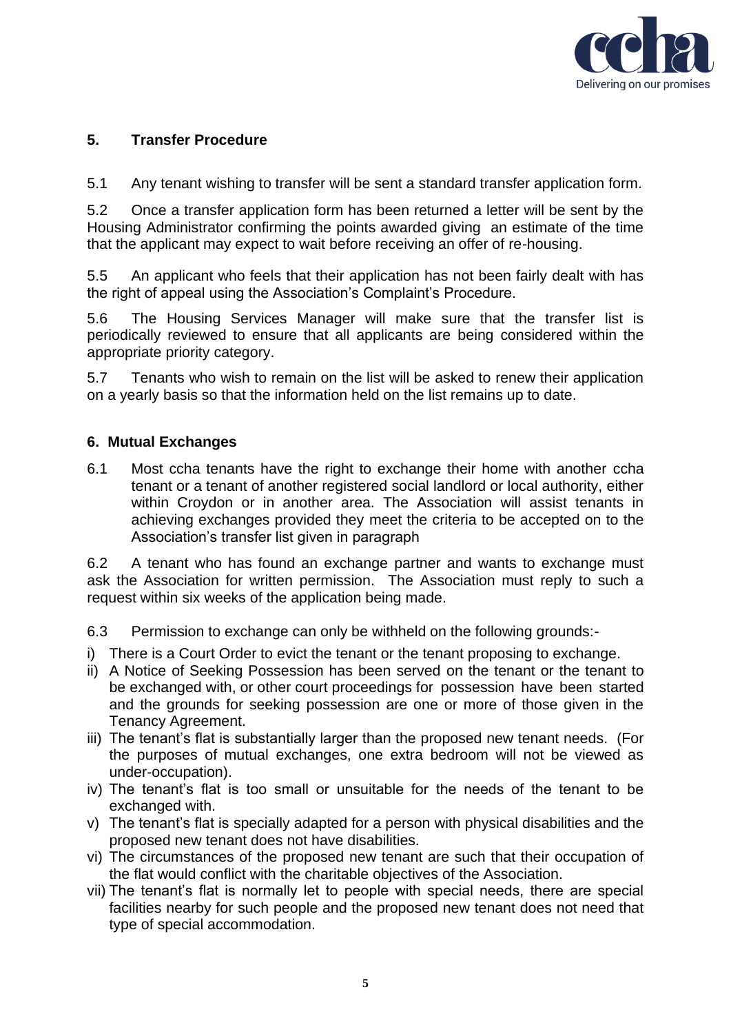## 5. Transfer Procedure

5.1 Any tenant wishing to transfer will be sent a standard transfer application form.

5.2 Once a transfer application form has been returned a letter will be sent by the Housing Administrator confirming the points awarded giving an estimate of the time that the applicant may expect to wait before receiving an offer of re-housing.

5.5 An applicant who feels that their application has not been fairly dealt with has the right of appeal using the Association's Complaint's Procedure.

5.6 The Housing Services Manager will make sure that the transfer list is periodically reviewed to ensure that all applicants are being considered within the appropriate priority category.

5.7 Tenants who wish to remain on the list will be asked to renew their application on a yearly basis so that the information held on the list remains up to date.

## 6. Mutual Exchanges

6.1 Most ccha tenants have the right to exchange their home with another ccha tenant or a tenant of another registered social landlord or local authority, either within Croydon or in another area. The Association will assist tenants in achieving exchanges provided they meet the criteria to be accepted on to the Association's transfer list given in paragraph

6.2 A tenant who has found an exchange partner and wants to exchange must ask the Association for written permission. The Association must reply to such a request within six weeks of the application being made.

6.3 Permission to exchange can only be withheld on the following grounds:-

i) There is a Court Order to evict the tenant or the tenant proposing to exchange.
ii) A Notice of Seeking Possession has been served on the tenant or the tenant to be exchanged with, or other court proceedings for possession have been started and the grounds for seeking possession are one or more of those given in the Tenancy Agreement.
iii) The tenant's flat is substantially larger than the proposed new tenant needs. (For the purposes of mutual exchanges, one extra bedroom will not be viewed as under-occupation).
iv) The tenant's flat is too small or unsuitable for the needs of the tenant to be exchanged with.
v) The tenant's flat is specially adapted for a person with physical disabilities and the proposed new tenant does not have disabilities.
vi) The circumstances of the proposed new tenant are such that their occupation of the flat would conflict with the charitable objectives of the Association.
vii) The tenant's flat is normally let to people with special needs, there are special facilities nearby for such people and the proposed new tenant does not need that type of special accommodation.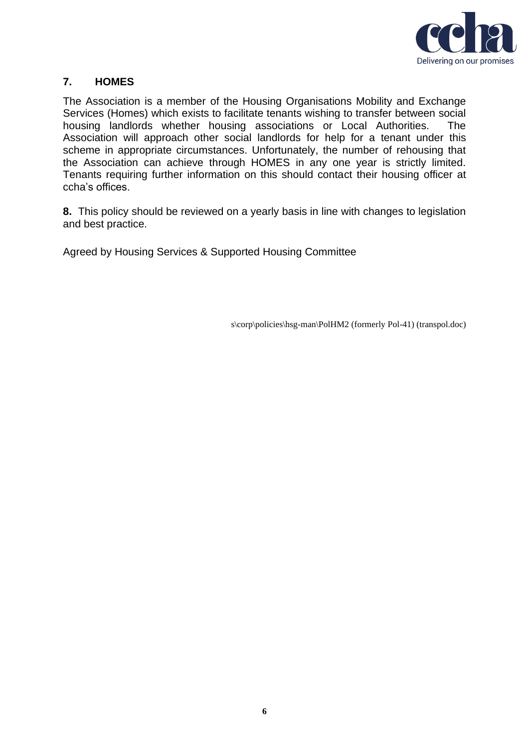## 7. HOMES

The Association is a member of the Housing Organisations Mobility and Exchange Services (Homes) which exists to facilitate tenants wishing to transfer between social housing landlords whether housing associations or Local Authorities. The Association will approach other social landlords for help for a tenant under this scheme in appropriate circumstances. Unfortunately, the number of rehousing that the Association can achieve through HOMES in any one year is strictly limited. Tenants requiring further information on this should contact their housing officer at ccha's offices.

**8.** This policy should be reviewed on a yearly basis in line with changes to legislation and best practice.

Agreed by Housing Services & Supported Housing Committee

s\corp\policies\hsg-man\PolHM2 (formerly Pol-41) (transpol.doc)